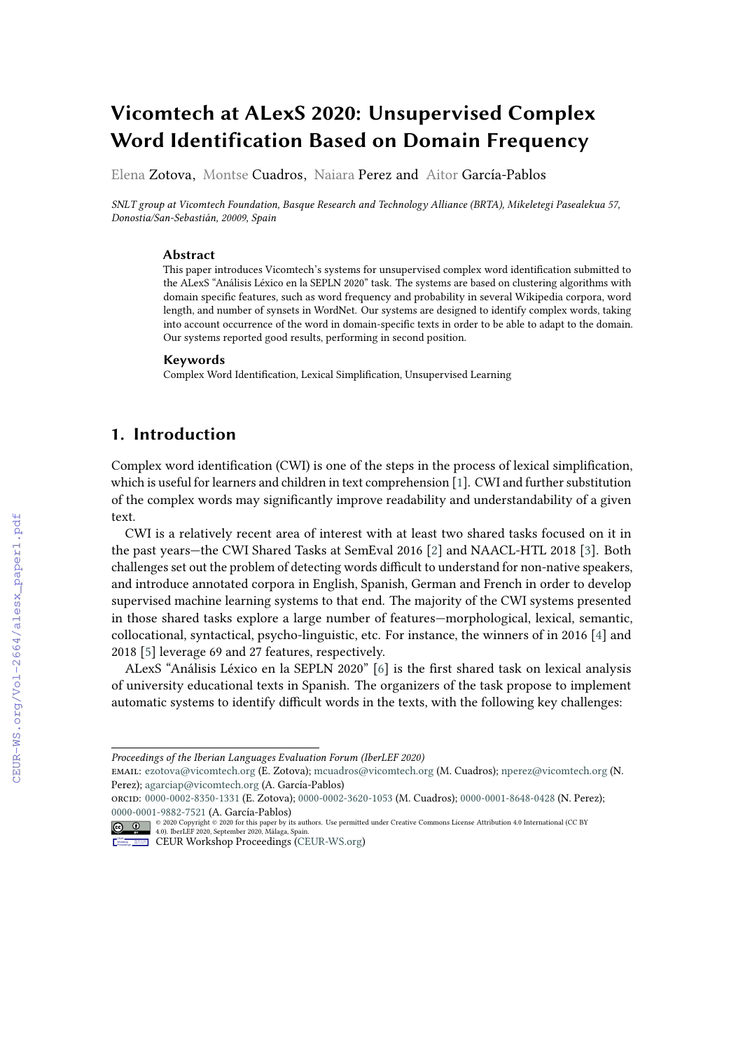# Vicomtech at ALexS 2020: Unsupervised Complex Word Identification Based on Domain Frequency

Elena Zotova, Montse Cuadros, Naiara Perez and Aitor García-Pablos

*SNLT group at Vicomtech Foundation, Basque Research and Technology Alliance (BRTA), Mikeletegi Pasealekua 57, Donostia/San-Sebastián, 20009, Spain*

### Abstract

This paper introduces Vicomtech's systems for unsupervised complex word identification submitted to the ALexS "Análisis Léxico en la SEPLN 2020" task. The systems are based on clustering algorithms with domain specific features, such as word frequency and probability in several Wikipedia corpora, word length, and number of synsets in WordNet. Our systems are designed to identify complex words, taking into account occurrence of the word in domain-specific texts in order to be able to adapt to the domain. Our systems reported good results, performing in second position.

### Keywords

Complex Word Identification, Lexical Simplification, Unsupervised Learning

## 1. Introduction

Complex word identification (CWI) is one of the steps in the process of lexical simplification, which is useful for learners and children in text comprehension [1]. CWI and further substitution of the complex words may significantly improve readability and understandability of a given text.

CWI is a relatively recent area of interest with at least two shared tasks focused on it in the past years—the CWI Shared Tasks at SemEval 2016 [2] and NAACL-HTL 2018 [3]. Both challenges set out the problem of detecting words difficult to understand for non-native speakers, and introduce annotated corpora in English, Spanish, German and French in order to develop supervised machine learning systems to that end. The majority of the CWI systems presented in those shared tasks explore a large number of features—morphological, lexical, semantic, collocational, syntactical, psycho-linguistic, etc. For instance, the winners of in 2016 [4] and 2018 [5] leverage 69 and 27 features, respectively.

ALexS "Análisis Léxico en la SEPLN 2020" [6] is the first shared task on lexical analysis of university educational texts in Spanish. The organizers of the task propose to implement automatic systems to identify difficult words in the texts, with the following key challenges:

---

*Proceedings of the Iberian Languages Evaluation Forum (IberLEF 2020)*

EMAIL: ezotova@vicomtech.org (E. Zotova); mcuadros@vicomtech.org (M. Cuadros); nperez@vicomtech.org (N. Perez); agarciap@vicomtech.org (A. García-Pablos)

ORCID: 0000-0002-8350-1331 (E. Zotova); 0000-0002-3620-1053 (M. Cuadros); 0000-0001-8648-0428 (N. Perez); 0000-0001-9882-7521 (A. García-Pablos)

© 2020 Copyright © 2020 for this paper by its authors. Use permitted under Creative Commons License Attribution 4.0 International (CC BY 4.0). IberLEF 2020, September 2020, Málaga, Spain.

CEUR Workshop Proceedings (CEUR-WS.org)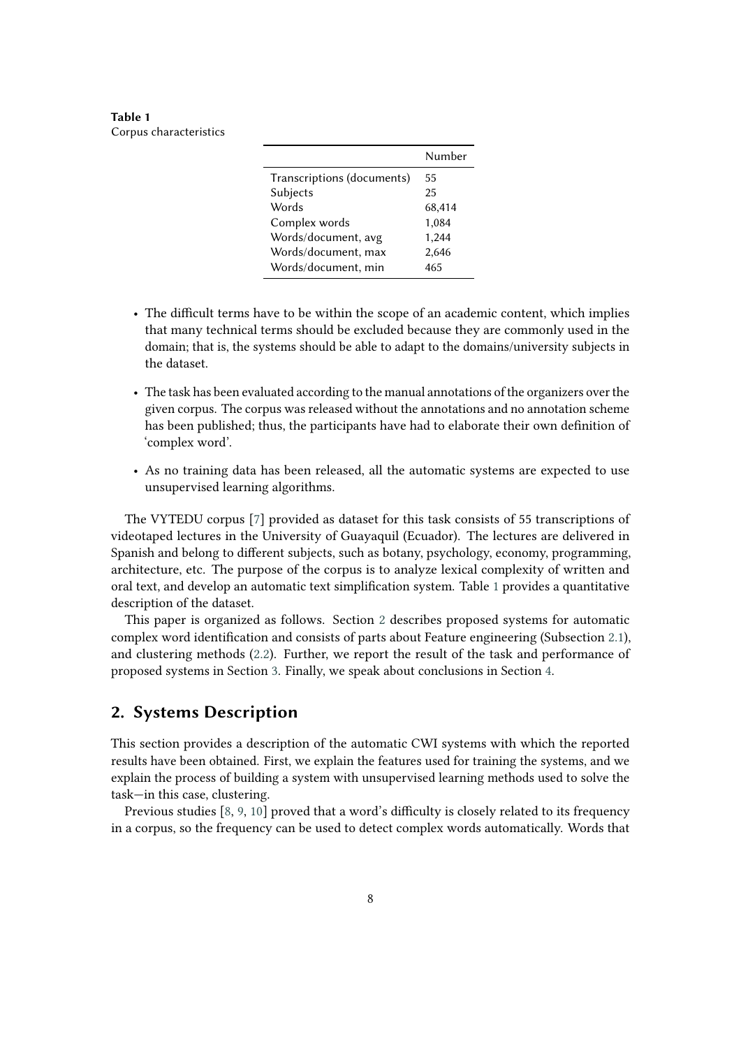**Table 1**
Corpus characteristics

| | Number |
|---|---|
| Transcriptions (documents) | 55 |
| Subjects | 25 |
| Words | 68,414 |
| Complex words | 1,084 |
| Words/document, avg | 1,244 |
| Words/document, max | 2,646 |
| Words/document, min | 465 |

- The difficult terms have to be within the scope of an academic content, which implies that many technical terms should be excluded because they are commonly used in the domain; that is, the systems should be able to adapt to the domains/university subjects in the dataset.
- The task has been evaluated according to the manual annotations of the organizers over the given corpus. The corpus was released without the annotations and no annotation scheme has been published; thus, the participants have had to elaborate their own definition of 'complex word'.
- As no training data has been released, all the automatic systems are expected to use unsupervised learning algorithms.

The VYTEDU corpus [7] provided as dataset for this task consists of 55 transcriptions of videotaped lectures in the University of Guayaquil (Ecuador). The lectures are delivered in Spanish and belong to different subjects, such as botany, psychology, economy, programming, architecture, etc. The purpose of the corpus is to analyze lexical complexity of written and oral text, and develop an automatic text simplification system. Table 1 provides a quantitative description of the dataset.

This paper is organized as follows. Section 2 describes proposed systems for automatic complex word identification and consists of parts about Feature engineering (Subsection 2.1), and clustering methods (2.2). Further, we report the result of the task and performance of proposed systems in Section 3. Finally, we speak about conclusions in Section 4.

## 2. Systems Description

This section provides a description of the automatic CWI systems with which the reported results have been obtained. First, we explain the features used for training the systems, and we explain the process of building a system with unsupervised learning methods used to solve the task—in this case, clustering.

Previous studies [8, 9, 10] proved that a word's difficulty is closely related to its frequency in a corpus, so the frequency can be used to detect complex words automatically. Words that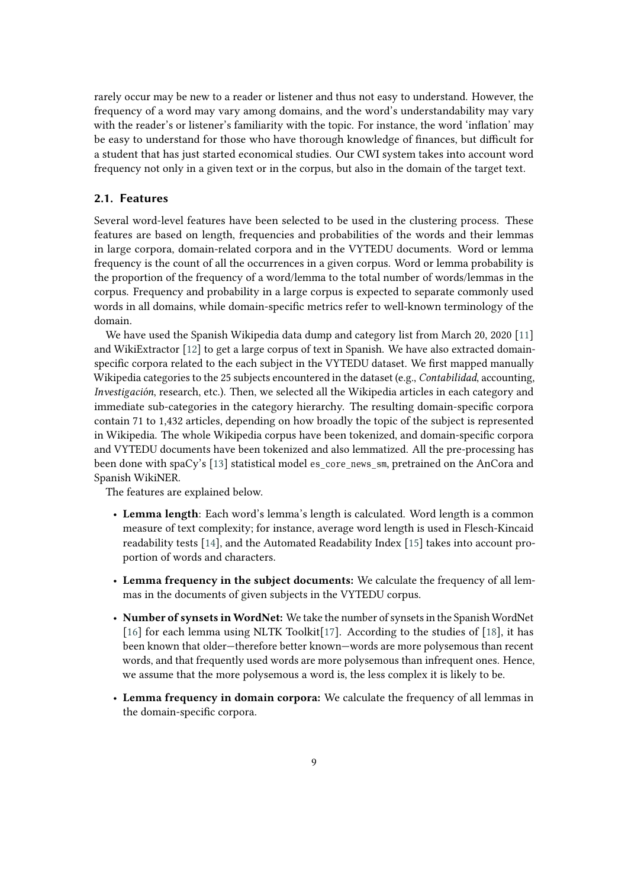rarely occur may be new to a reader or listener and thus not easy to understand. However, the frequency of a word may vary among domains, and the word's understandability may vary with the reader's or listener's familiarity with the topic. For instance, the word 'inflation' may be easy to understand for those who have thorough knowledge of finances, but difficult for a student that has just started economical studies. Our CWI system takes into account word frequency not only in a given text or in the corpus, but also in the domain of the target text.

### 2.1. Features

Several word-level features have been selected to be used in the clustering process. These features are based on length, frequencies and probabilities of the words and their lemmas in large corpora, domain-related corpora and in the VYTEDU documents. Word or lemma frequency is the count of all the occurrences in a given corpus. Word or lemma probability is the proportion of the frequency of a word/lemma to the total number of words/lemmas in the corpus. Frequency and probability in a large corpus is expected to separate commonly used words in all domains, while domain-specific metrics refer to well-known terminology of the domain.

We have used the Spanish Wikipedia data dump and category list from March 20, 2020 [11] and WikiExtractor [12] to get a large corpus of text in Spanish. We have also extracted domain-specific corpora related to the each subject in the VYTEDU dataset. We first mapped manually Wikipedia categories to the 25 subjects encountered in the dataset (e.g., *Contabilidad*, accounting, *Investigación*, research, etc.). Then, we selected all the Wikipedia articles in each category and immediate sub-categories in the category hierarchy. The resulting domain-specific corpora contain 71 to 1,432 articles, depending on how broadly the topic of the subject is represented in Wikipedia. The whole Wikipedia corpus have been tokenized, and domain-specific corpora and VYTEDU documents have been tokenized and also lemmatized. All the pre-processing has been done with spaCy's [13] statistical model `es_core_news_sm`, pretrained on the AnCora and Spanish WikiNER.

The features are explained below.

- **Lemma length**: Each word's lemma's length is calculated. Word length is a common measure of text complexity; for instance, average word length is used in Flesch-Kincaid readability tests [14], and the Automated Readability Index [15] takes into account proportion of words and characters.
- **Lemma frequency in the subject documents:** We calculate the frequency of all lemmas in the documents of given subjects in the VYTEDU corpus.
- **Number of synsets in WordNet:** We take the number of synsets in the Spanish WordNet [16] for each lemma using NLTK Toolkit[17]. According to the studies of [18], it has been known that older—therefore better known—words are more polysemous than recent words, and that frequently used words are more polysemous than infrequent ones. Hence, we assume that the more polysemous a word is, the less complex it is likely to be.
- **Lemma frequency in domain corpora:** We calculate the frequency of all lemmas in the domain-specific corpora.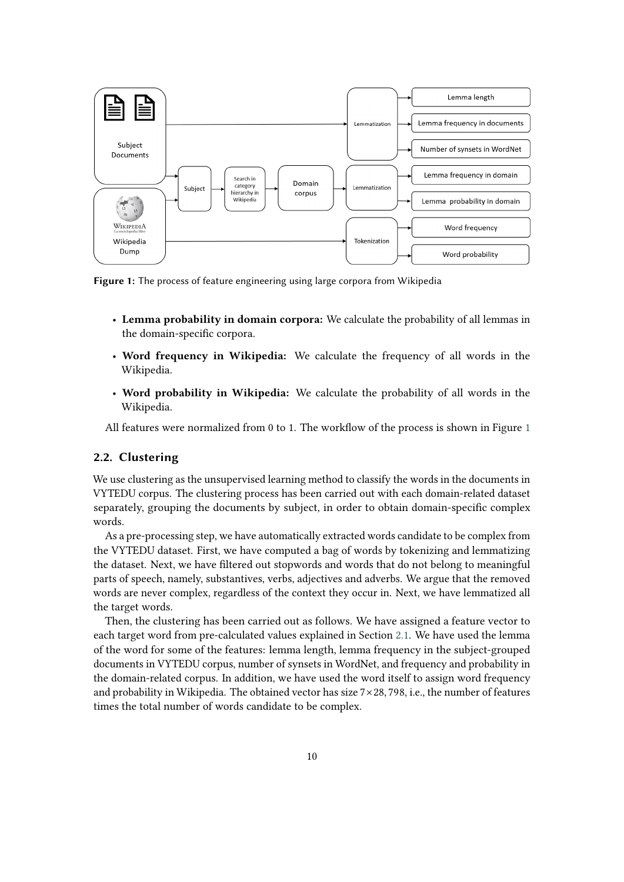**Figure 1:** The process of feature engineering using large corpora from Wikipedia

- **Lemma probability in domain corpora:** We calculate the probability of all lemmas in the domain-specific corpora.
- **Word frequency in Wikipedia:** We calculate the frequency of all words in the Wikipedia.
- **Word probability in Wikipedia:** We calculate the probability of all words in the Wikipedia.

All features were normalized from 0 to 1. The workflow of the process is shown in Figure 1

### 2.2. Clustering

We use clustering as the unsupervised learning method to classify the words in the documents in VYTEDU corpus. The clustering process has been carried out with each domain-related dataset separately, grouping the documents by subject, in order to obtain domain-specific complex words.

As a pre-processing step, we have automatically extracted words candidate to be complex from the VYTEDU dataset. First, we have computed a bag of words by tokenizing and lemmatizing the dataset. Next, we have filtered out stopwords and words that do not belong to meaningful parts of speech, namely, substantives, verbs, adjectives and adverbs. We argue that the removed words are never complex, regardless of the context they occur in. Next, we have lemmatized all the target words.

Then, the clustering has been carried out as follows. We have assigned a feature vector to each target word from pre-calculated values explained in Section 2.1. We have used the lemma of the word for some of the features: lemma length, lemma frequency in the subject-grouped documents in VYTEDU corpus, number of synsets in WordNet, and frequency and probability in the domain-related corpus. In addition, we have used the word itself to assign word frequency and probability in Wikipedia. The obtained vector has size $7 \times 28,798$, i.e., the number of features times the total number of words candidate to be complex.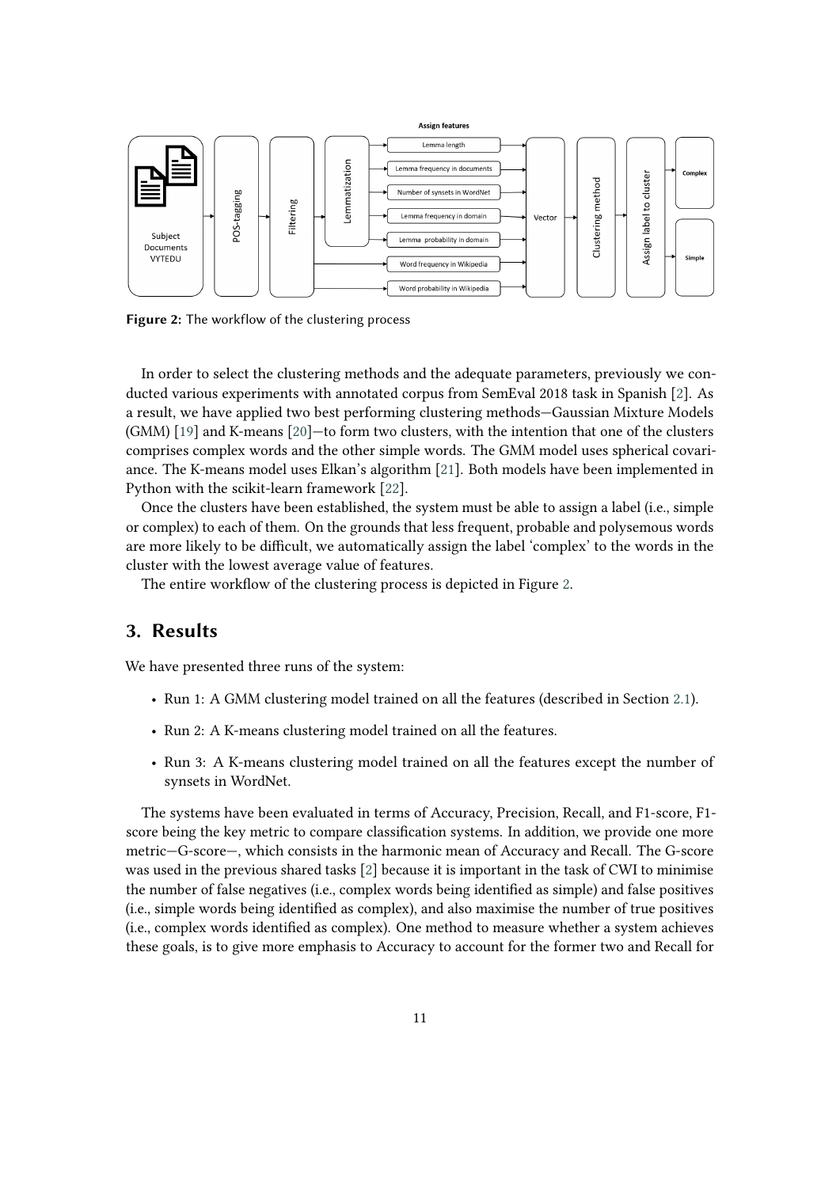Figure 2: The workflow of the clustering process

In order to select the clustering methods and the adequate parameters, previously we conducted various experiments with annotated corpus from SemEval 2018 task in Spanish [2]. As a result, we have applied two best performing clustering methods—Gaussian Mixture Models (GMM) [19] and K-means [20]—to form two clusters, with the intention that one of the clusters comprises complex words and the other simple words. The GMM model uses spherical covariance. The K-means model uses Elkan's algorithm [21]. Both models have been implemented in Python with the scikit-learn framework [22].

Once the clusters have been established, the system must be able to assign a label (i.e., simple or complex) to each of them. On the grounds that less frequent, probable and polysemous words are more likely to be difficult, we automatically assign the label 'complex' to the words in the cluster with the lowest average value of features.

The entire workflow of the clustering process is depicted in Figure 2.

## 3. Results

We have presented three runs of the system:

- Run 1: A GMM clustering model trained on all the features (described in Section 2.1).
- Run 2: A K-means clustering model trained on all the features.
- Run 3: A K-means clustering model trained on all the features except the number of synsets in WordNet.

The systems have been evaluated in terms of Accuracy, Precision, Recall, and F1-score, F1-score being the key metric to compare classification systems. In addition, we provide one more metric—G-score—, which consists in the harmonic mean of Accuracy and Recall. The G-score was used in the previous shared tasks [2] because it is important in the task of CWI to minimise the number of false negatives (i.e., complex words being identified as simple) and false positives (i.e., simple words being identified as complex), and also maximise the number of true positives (i.e., complex words identified as complex). One method to measure whether a system achieves these goals, is to give more emphasis to Accuracy to account for the former two and Recall for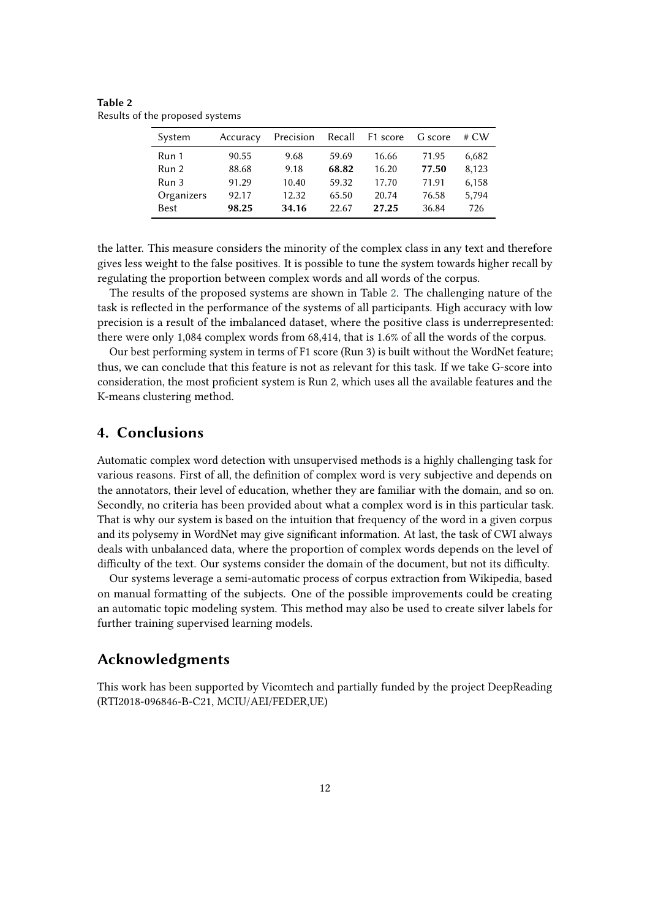**Table 2**
Results of the proposed systems

| System | Accuracy | Precision | Recall | F1 score | G score | # CW |
|---|---|---|---|---|---|---|
| Run 1 | 90.55 | 9.68 | 59.69 | 16.66 | 71.95 | 6,682 |
| Run 2 | 88.68 | 9.18 | **68.82** | 16.20 | **77.50** | 8,123 |
| Run 3 | 91.29 | 10.40 | 59.32 | 17.70 | 71.91 | 6,158 |
| Organizers | 92.17 | 12.32 | 65.50 | 20.74 | 76.58 | 5,794 |
| Best | **98.25** | **34.16** | 22.67 | **27.25** | 36.84 | 726 |

the latter. This measure considers the minority of the complex class in any text and therefore gives less weight to the false positives. It is possible to tune the system towards higher recall by regulating the proportion between complex words and all words of the corpus.

The results of the proposed systems are shown in Table 2. The challenging nature of the task is reflected in the performance of the systems of all participants. High accuracy with low precision is a result of the imbalanced dataset, where the positive class is underrepresented: there were only 1,084 complex words from 68,414, that is 1.6% of all the words of the corpus.

Our best performing system in terms of F1 score (Run 3) is built without the WordNet feature; thus, we can conclude that this feature is not as relevant for this task. If we take G-score into consideration, the most proficient system is Run 2, which uses all the available features and the K-means clustering method.

## 4. Conclusions

Automatic complex word detection with unsupervised methods is a highly challenging task for various reasons. First of all, the definition of complex word is very subjective and depends on the annotators, their level of education, whether they are familiar with the domain, and so on. Secondly, no criteria has been provided about what a complex word is in this particular task. That is why our system is based on the intuition that frequency of the word in a given corpus and its polysemy in WordNet may give significant information. At last, the task of CWI always deals with unbalanced data, where the proportion of complex words depends on the level of difficulty of the text. Our systems consider the domain of the document, but not its difficulty.

Our systems leverage a semi-automatic process of corpus extraction from Wikipedia, based on manual formatting of the subjects. One of the possible improvements could be creating an automatic topic modeling system. This method may also be used to create silver labels for further training supervised learning models.

## Acknowledgments

This work has been supported by Vicomtech and partially funded by the project DeepReading (RTI2018-096846-B-C21, MCIU/AEI/FEDER,UE)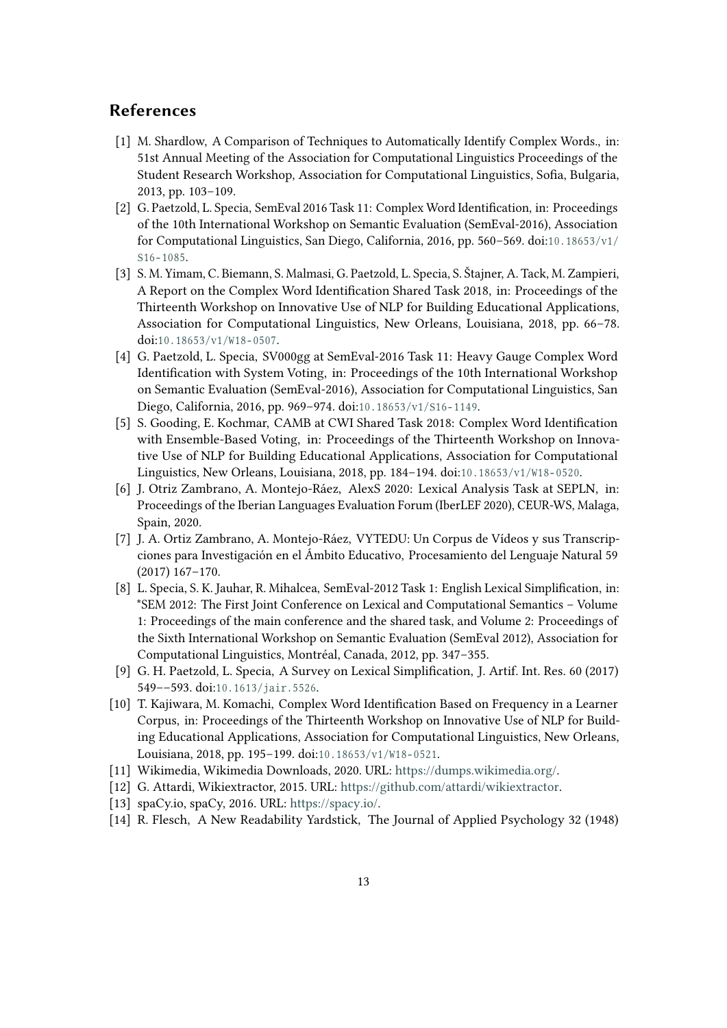## References

[1] M. Shardlow, A Comparison of Techniques to Automatically Identify Complex Words., in: 51st Annual Meeting of the Association for Computational Linguistics Proceedings of the Student Research Workshop, Association for Computational Linguistics, Sofia, Bulgaria, 2013, pp. 103–109.

[2] G. Paetzold, L. Specia, SemEval 2016 Task 11: Complex Word Identification, in: Proceedings of the 10th International Workshop on Semantic Evaluation (SemEval-2016), Association for Computational Linguistics, San Diego, California, 2016, pp. 560–569. doi:10.18653/v1/S16-1085.

[3] S. M. Yimam, C. Biemann, S. Malmasi, G. Paetzold, L. Specia, S. Štajner, A. Tack, M. Zampieri, A Report on the Complex Word Identification Shared Task 2018, in: Proceedings of the Thirteenth Workshop on Innovative Use of NLP for Building Educational Applications, Association for Computational Linguistics, New Orleans, Louisiana, 2018, pp. 66–78. doi:10.18653/v1/W18-0507.

[4] G. Paetzold, L. Specia, SV000gg at SemEval-2016 Task 11: Heavy Gauge Complex Word Identification with System Voting, in: Proceedings of the 10th International Workshop on Semantic Evaluation (SemEval-2016), Association for Computational Linguistics, San Diego, California, 2016, pp. 969–974. doi:10.18653/v1/S16-1149.

[5] S. Gooding, E. Kochmar, CAMB at CWI Shared Task 2018: Complex Word Identification with Ensemble-Based Voting, in: Proceedings of the Thirteenth Workshop on Innovative Use of NLP for Building Educational Applications, Association for Computational Linguistics, New Orleans, Louisiana, 2018, pp. 184–194. doi:10.18653/v1/W18-0520.

[6] J. Otriz Zambrano, A. Montejo-Ráez, AlexS 2020: Lexical Analysis Task at SEPLN, in: Proceedings of the Iberian Languages Evaluation Forum (IberLEF 2020), CEUR-WS, Malaga, Spain, 2020.

[7] J. A. Ortiz Zambrano, A. Montejo-Ráez, VYTEDU: Un Corpus de Vídeos y sus Transcripciones para Investigación en el Ámbito Educativo, Procesamiento del Lenguaje Natural 59 (2017) 167–170.

[8] L. Specia, S. K. Jauhar, R. Mihalcea, SemEval-2012 Task 1: English Lexical Simplification, in: *SEM 2012: The First Joint Conference on Lexical and Computational Semantics – Volume 1: Proceedings of the main conference and the shared task, and Volume 2: Proceedings of the Sixth International Workshop on Semantic Evaluation (SemEval 2012), Association for Computational Linguistics, Montréal, Canada, 2012, pp. 347–355.

[9] G. H. Paetzold, L. Specia, A Survey on Lexical Simplification, J. Artif. Int. Res. 60 (2017) 549––593. doi:10.1613/jair.5526.

[10] T. Kajiwara, M. Komachi, Complex Word Identification Based on Frequency in a Learner Corpus, in: Proceedings of the Thirteenth Workshop on Innovative Use of NLP for Building Educational Applications, Association for Computational Linguistics, New Orleans, Louisiana, 2018, pp. 195–199. doi:10.18653/v1/W18-0521.

[11] Wikimedia, Wikimedia Downloads, 2020. URL: https://dumps.wikimedia.org/.

[12] G. Attardi, Wikiextractor, 2015. URL: https://github.com/attardi/wikiextractor.

[13] spaCy.io, spaCy, 2016. URL: https://spacy.io/.

[14] R. Flesch, A New Readability Yardstick, The Journal of Applied Psychology 32 (1948)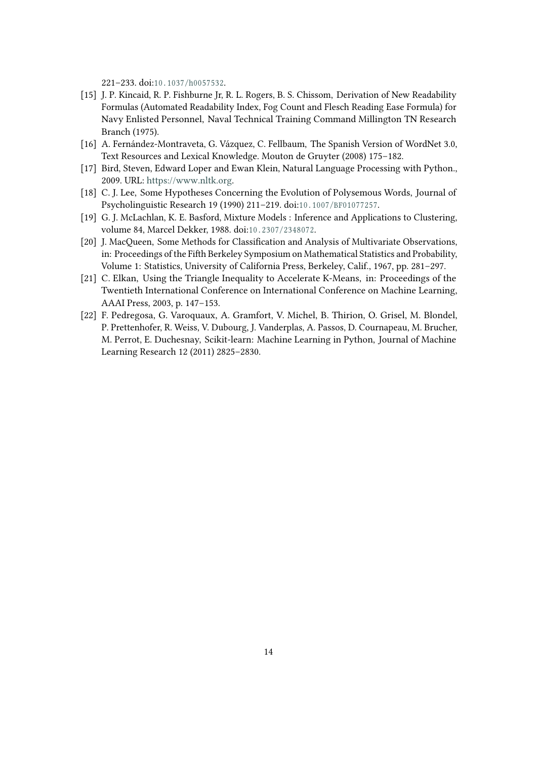221–233. doi:10.1037/h0057532.

[15] J. P. Kincaid, R. P. Fishburne Jr, R. L. Rogers, B. S. Chissom, Derivation of New Readability Formulas (Automated Readability Index, Fog Count and Flesch Reading Ease Formula) for Navy Enlisted Personnel, Naval Technical Training Command Millington TN Research Branch (1975).

[16] A. Fernández-Montraveta, G. Vázquez, C. Fellbaum, The Spanish Version of WordNet 3.0, Text Resources and Lexical Knowledge. Mouton de Gruyter (2008) 175–182.

[17] Bird, Steven, Edward Loper and Ewan Klein, Natural Language Processing with Python., 2009. URL: https://www.nltk.org.

[18] C. J. Lee, Some Hypotheses Concerning the Evolution of Polysemous Words, Journal of Psycholinguistic Research 19 (1990) 211–219. doi:10.1007/BF01077257.

[19] G. J. McLachlan, K. E. Basford, Mixture Models : Inference and Applications to Clustering, volume 84, Marcel Dekker, 1988. doi:10.2307/2348072.

[20] J. MacQueen, Some Methods for Classification and Analysis of Multivariate Observations, in: Proceedings of the Fifth Berkeley Symposium on Mathematical Statistics and Probability, Volume 1: Statistics, University of California Press, Berkeley, Calif., 1967, pp. 281–297.

[21] C. Elkan, Using the Triangle Inequality to Accelerate K-Means, in: Proceedings of the Twentieth International Conference on International Conference on Machine Learning, AAAI Press, 2003, p. 147–153.

[22] F. Pedregosa, G. Varoquaux, A. Gramfort, V. Michel, B. Thirion, O. Grisel, M. Blondel, P. Prettenhofer, R. Weiss, V. Dubourg, J. Vanderplas, A. Passos, D. Cournapeau, M. Brucher, M. Perrot, E. Duchesnay, Scikit-learn: Machine Learning in Python, Journal of Machine Learning Research 12 (2011) 2825–2830.